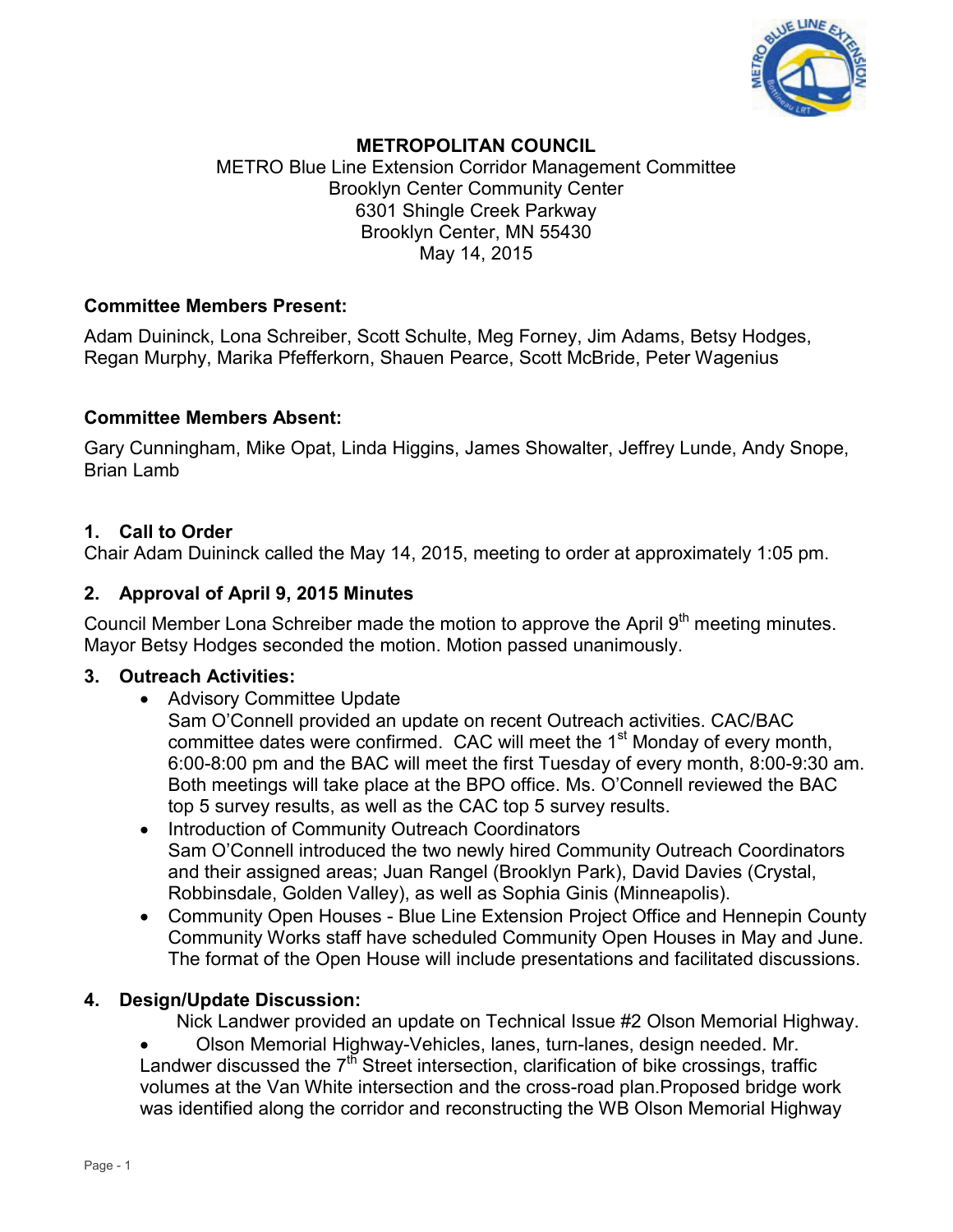**METROPOLITAN COUNCIL**

METRO Blue Line Extension Corridor Management Committee
Brooklyn Center Community Center
6301 Shingle Creek Parkway
Brooklyn Center, MN 55430
May 14, 2015

**Committee Members Present:**

Adam Duininck, Lona Schreiber, Scott Schulte, Meg Forney, Jim Adams, Betsy Hodges, Regan Murphy, Marika Pfefferkorn, Shauen Pearce, Scott McBride, Peter Wagenius

**Committee Members Absent:**

Gary Cunningham, Mike Opat, Linda Higgins, James Showalter, Jeffrey Lunde, Andy Snope, Brian Lamb

## 1. Call to Order

Chair Adam Duininck called the May 14, 2015, meeting to order at approximately 1:05 pm.

## 2. Approval of April 9, 2015 Minutes

Council Member Lona Schreiber made the motion to approve the April 9th meeting minutes. Mayor Betsy Hodges seconded the motion. Motion passed unanimously.

## 3. Outreach Activities:

- Advisory Committee Update
  Sam O'Connell provided an update on recent Outreach activities. CAC/BAC committee dates were confirmed. CAC will meet the 1st Monday of every month, 6:00-8:00 pm and the BAC will meet the first Tuesday of every month, 8:00-9:30 am. Both meetings will take place at the BPO office. Ms. O'Connell reviewed the BAC top 5 survey results, as well as the CAC top 5 survey results.
- Introduction of Community Outreach Coordinators
  Sam O'Connell introduced the two newly hired Community Outreach Coordinators and their assigned areas; Juan Rangel (Brooklyn Park), David Davies (Crystal, Robbinsdale, Golden Valley), as well as Sophia Ginis (Minneapolis).
- Community Open Houses - Blue Line Extension Project Office and Hennepin County Community Works staff have scheduled Community Open Houses in May and June. The format of the Open House will include presentations and facilitated discussions.

## 4. Design/Update Discussion:

Nick Landwer provided an update on Technical Issue #2 Olson Memorial Highway.

- Olson Memorial Highway-Vehicles, lanes, turn-lanes, design needed. Mr. Landwer discussed the 7th Street intersection, clarification of bike crossings, traffic volumes at the Van White intersection and the cross-road plan.Proposed bridge work was identified along the corridor and reconstructing the WB Olson Memorial Highway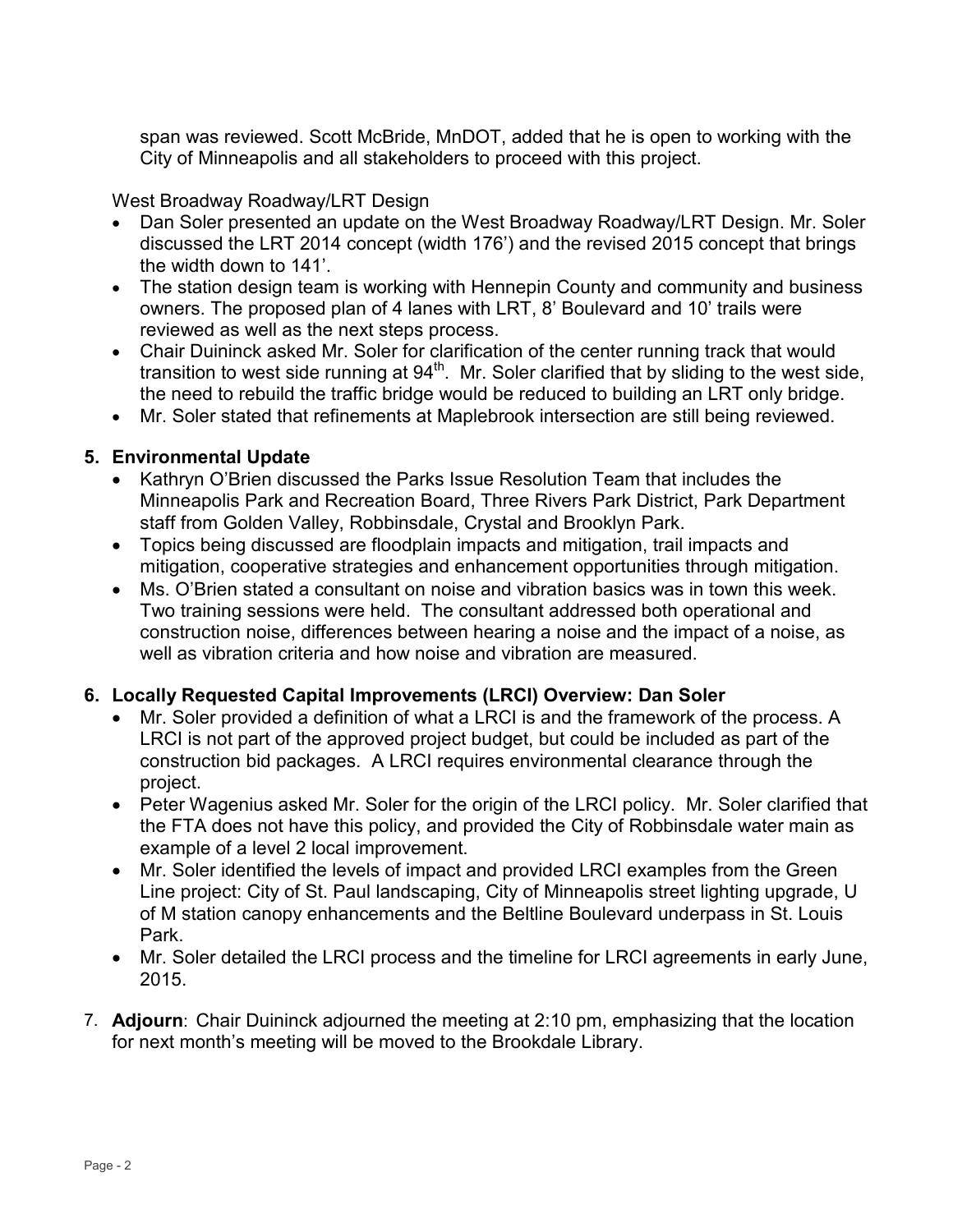span was reviewed. Scott McBride, MnDOT, added that he is open to working with the City of Minneapolis and all stakeholders to proceed with this project.

West Broadway Roadway/LRT Design

- Dan Soler presented an update on the West Broadway Roadway/LRT Design. Mr. Soler discussed the LRT 2014 concept (width 176') and the revised 2015 concept that brings the width down to 141'.
- The station design team is working with Hennepin County and community and business owners. The proposed plan of 4 lanes with LRT, 8' Boulevard and 10' trails were reviewed as well as the next steps process.
- Chair Duininck asked Mr. Soler for clarification of the center running track that would transition to west side running at 94th. Mr. Soler clarified that by sliding to the west side, the need to rebuild the traffic bridge would be reduced to building an LRT only bridge.
- Mr. Soler stated that refinements at Maplebrook intersection are still being reviewed.

## 5. Environmental Update

- Kathryn O'Brien discussed the Parks Issue Resolution Team that includes the Minneapolis Park and Recreation Board, Three Rivers Park District, Park Department staff from Golden Valley, Robbinsdale, Crystal and Brooklyn Park.
- Topics being discussed are floodplain impacts and mitigation, trail impacts and mitigation, cooperative strategies and enhancement opportunities through mitigation.
- Ms. O'Brien stated a consultant on noise and vibration basics was in town this week. Two training sessions were held. The consultant addressed both operational and construction noise, differences between hearing a noise and the impact of a noise, as well as vibration criteria and how noise and vibration are measured.

## 6. Locally Requested Capital Improvements (LRCI) Overview: Dan Soler

- Mr. Soler provided a definition of what a LRCI is and the framework of the process. A LRCI is not part of the approved project budget, but could be included as part of the construction bid packages. A LRCI requires environmental clearance through the project.
- Peter Wagenius asked Mr. Soler for the origin of the LRCI policy. Mr. Soler clarified that the FTA does not have this policy, and provided the City of Robbinsdale water main as example of a level 2 local improvement.
- Mr. Soler identified the levels of impact and provided LRCI examples from the Green Line project: City of St. Paul landscaping, City of Minneapolis street lighting upgrade, U of M station canopy enhancements and the Beltline Boulevard underpass in St. Louis Park.
- Mr. Soler detailed the LRCI process and the timeline for LRCI agreements in early June, 2015.

7. **Adjourn**: Chair Duininck adjourned the meeting at 2:10 pm, emphasizing that the location for next month's meeting will be moved to the Brookdale Library.